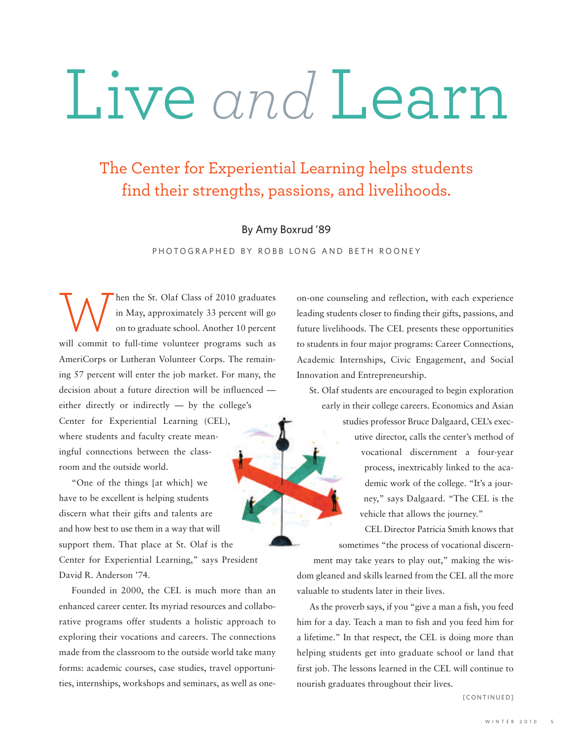# Live *and* Learn

## The Center for Experiential Learning helps students find their strengths, passions, and livelihoods.

By Amy Boxrud '89

PHOTOGRAPHED BY ROBB LONG AND BETH ROONEY

When the St. Olaf Class of 2010 graduates in May, approximately 33 percent will go on to graduate school. Another 10 percent will commit to full-time volunteer programs such as AmeriCorps or Lutheran Volunteer Corps. The remaining 57 percent will enter the job market. For many, the decision about a future direction will be influenced — either directly or indirectly — by the college's Center for Experiential Learning (CEL), where students and faculty create meaningful connections between the classroom and the outside world.

"One of the things [at which] we have to be excellent is helping students discern what their gifts and talents are and how best to use them in a way that will support them. That place at St. Olaf is the Center for Experiential Learning," says President David R. Anderson '74.

Founded in 2000, the CEL is much more than an enhanced career center. Its myriad resources and collaborative programs offer students a holistic approach to exploring their vocations and careers. The connections made from the classroom to the outside world take many forms: academic courses, case studies, travel opportunities, internships, workshops and seminars, as well as one-on-one counseling and reflection, with each experience leading students closer to finding their gifts, passions, and future livelihoods. The CEL presents these opportunities to students in four major programs: Career Connections, Academic Internships, Civic Engagement, and Social Innovation and Entrepreneurship.

St. Olaf students are encouraged to begin exploration early in their college careers. Economics and Asian studies professor Bruce Dalgaard, CEL's executive director, calls the center's method of vocational discernment a four-year process, inextricably linked to the academic work of the college. "It's a journey," says Dalgaard. "The CEL is the vehicle that allows the journey."

CEL Director Patricia Smith knows that sometimes "the process of vocational discernment may take years to play out," making the wisdom gleaned and skills learned from the CEL all the more valuable to students later in their lives.

As the proverb says, if you "give a man a fish, you feed him for a day. Teach a man to fish and you feed him for a lifetime." In that respect, the CEL is doing more than helping students get into graduate school or land that first job. The lessons learned in the CEL will continue to nourish graduates throughout their lives.

[CONTINUED]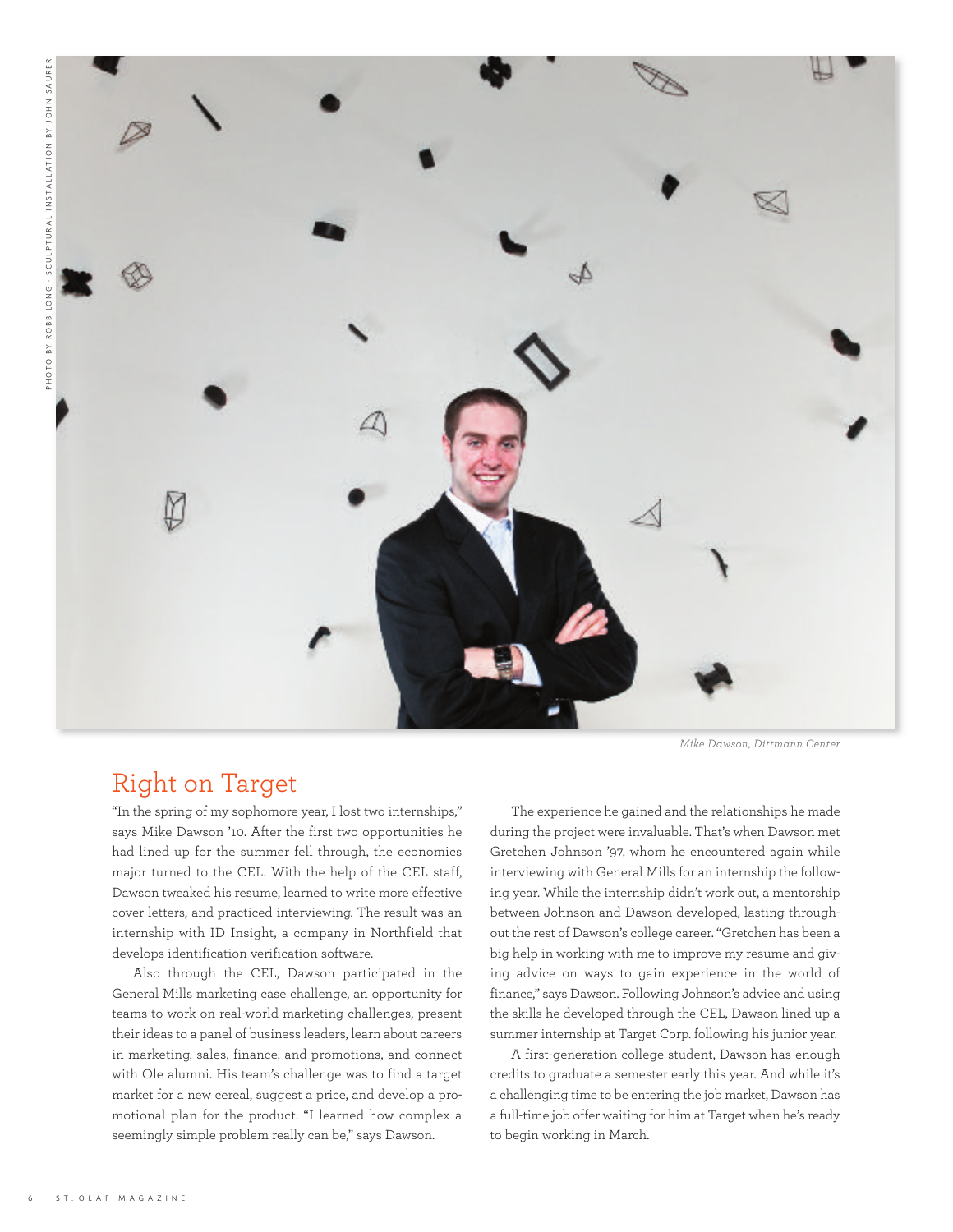PHOTO BY ROBB LONG · SCULPTURAL INSTALLATION BY JOHN SAURER

*Mike Dawson, Dittmann Center*

## Right on Target

"In the spring of my sophomore year, I lost two internships," says Mike Dawson '10. After the first two opportunities he had lined up for the summer fell through, the economics major turned to the CEL. With the help of the CEL staff, Dawson tweaked his resume, learned to write more effective cover letters, and practiced interviewing. The result was an internship with ID Insight, a company in Northfield that develops identification verification software.

Also through the CEL, Dawson participated in the General Mills marketing case challenge, an opportunity for teams to work on real-world marketing challenges, present their ideas to a panel of business leaders, learn about careers in marketing, sales, finance, and promotions, and connect with Ole alumni. His team's challenge was to find a target market for a new cereal, suggest a price, and develop a promotional plan for the product. "I learned how complex a seemingly simple problem really can be," says Dawson.

The experience he gained and the relationships he made during the project were invaluable. That's when Dawson met Gretchen Johnson '97, whom he encountered again while interviewing with General Mills for an internship the following year. While the internship didn't work out, a mentorship between Johnson and Dawson developed, lasting throughout the rest of Dawson's college career. "Gretchen has been a big help in working with me to improve my resume and giving advice on ways to gain experience in the world of finance," says Dawson. Following Johnson's advice and using the skills he developed through the CEL, Dawson lined up a summer internship at Target Corp. following his junior year.

A first-generation college student, Dawson has enough credits to graduate a semester early this year. And while it's a challenging time to be entering the job market, Dawson has a full-time job offer waiting for him at Target when he's ready to begin working in March.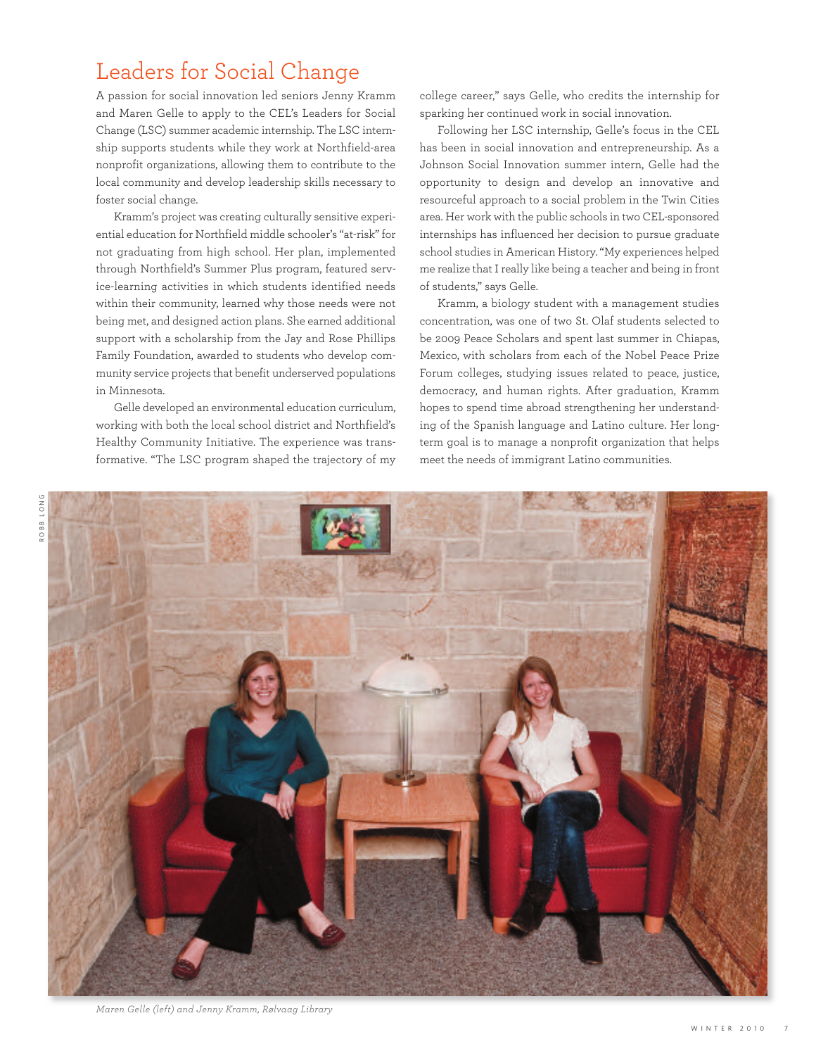# Leaders for Social Change

A passion for social innovation led seniors Jenny Kramm and Maren Gelle to apply to the CEL's Leaders for Social Change (LSC) summer academic internship. The LSC internship supports students while they work at Northfield-area nonprofit organizations, allowing them to contribute to the local community and develop leadership skills necessary to foster social change.

Kramm's project was creating culturally sensitive experiential education for Northfield middle schooler's "at-risk" for not graduating from high school. Her plan, implemented through Northfield's Summer Plus program, featured service-learning activities in which students identified needs within their community, learned why those needs were not being met, and designed action plans. She earned additional support with a scholarship from the Jay and Rose Phillips Family Foundation, awarded to students who develop community service projects that benefit underserved populations in Minnesota.

Gelle developed an environmental education curriculum, working with both the local school district and Northfield's Healthy Community Initiative. The experience was transformative. "The LSC program shaped the trajectory of my college career," says Gelle, who credits the internship for sparking her continued work in social innovation.

Following her LSC internship, Gelle's focus in the CEL has been in social innovation and entrepreneurship. As a Johnson Social Innovation summer intern, Gelle had the opportunity to design and develop an innovative and resourceful approach to a social problem in the Twin Cities area. Her work with the public schools in two CEL-sponsored internships has influenced her decision to pursue graduate school studies in American History. "My experiences helped me realize that I really like being a teacher and being in front of students," says Gelle.

Kramm, a biology student with a management studies concentration, was one of two St. Olaf students selected to be 2009 Peace Scholars and spent last summer in Chiapas, Mexico, with scholars from each of the Nobel Peace Prize Forum colleges, studying issues related to peace, justice, democracy, and human rights. After graduation, Kramm hopes to spend time abroad strengthening her understanding of the Spanish language and Latino culture. Her long-term goal is to manage a nonprofit organization that helps meet the needs of immigrant Latino communities.

ROBB LONG

*Maren Gelle (left) and Jenny Kramm, Rølvaag Library*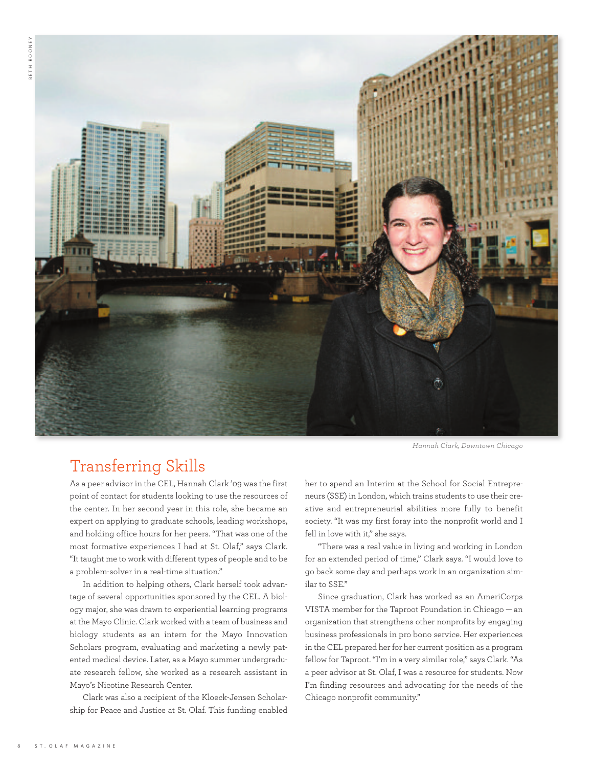Hannah Clark, Downtown Chicago

## Transferring Skills

As a peer advisor in the CEL, Hannah Clark '09 was the first point of contact for students looking to use the resources of the center. In her second year in this role, she became an expert on applying to graduate schools, leading workshops, and holding office hours for her peers. "That was one of the most formative experiences I had at St. Olaf," says Clark. "It taught me to work with different types of people and to be a problem-solver in a real-time situation."

In addition to helping others, Clark herself took advantage of several opportunities sponsored by the CEL. A biology major, she was drawn to experiential learning programs at the Mayo Clinic. Clark worked with a team of business and biology students as an intern for the Mayo Innovation Scholars program, evaluating and marketing a newly patented medical device. Later, as a Mayo summer undergraduate research fellow, she worked as a research assistant in Mayo's Nicotine Research Center.

Clark was also a recipient of the Kloeck-Jensen Scholarship for Peace and Justice at St. Olaf. This funding enabled her to spend an Interim at the School for Social Entrepreneurs (SSE) in London, which trains students to use their creative and entrepreneurial abilities more fully to benefit society. "It was my first foray into the nonprofit world and I fell in love with it," she says.

"There was a real value in living and working in London for an extended period of time," Clark says. "I would love to go back some day and perhaps work in an organization similar to SSE."

Since graduation, Clark has worked as an AmeriCorps VISTA member for the Taproot Foundation in Chicago — an organization that strengthens other nonprofits by engaging business professionals in pro bono service. Her experiences in the CEL prepared her for her current position as a program fellow for Taproot. "I'm in a very similar role," says Clark. "As a peer advisor at St. Olaf, I was a resource for students. Now I'm finding resources and advocating for the needs of the Chicago nonprofit community."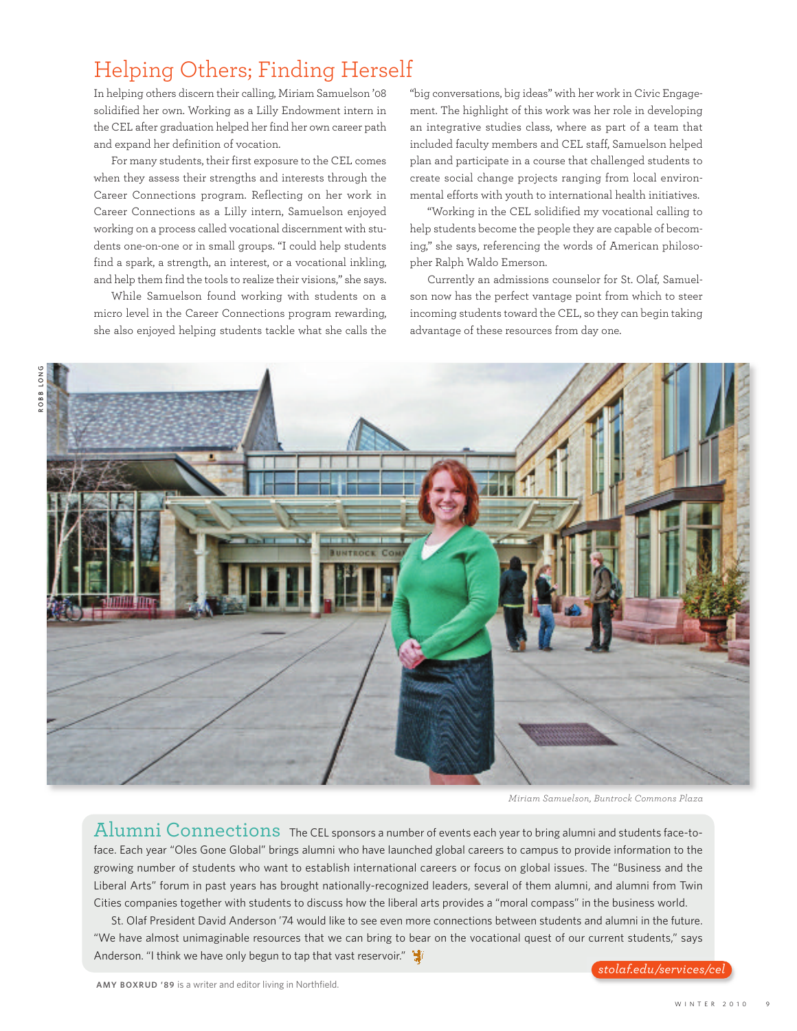## Helping Others; Finding Herself

In helping others discern their calling, Miriam Samuelson '08 solidified her own. Working as a Lilly Endowment intern in the CEL after graduation helped her find her own career path and expand her definition of vocation.

For many students, their first exposure to the CEL comes when they assess their strengths and interests through the Career Connections program. Reflecting on her work in Career Connections as a Lilly intern, Samuelson enjoyed working on a process called vocational discernment with students one-on-one or in small groups. "I could help students find a spark, a strength, an interest, or a vocational inkling, and help them find the tools to realize their visions," she says.

While Samuelson found working with students on a micro level in the Career Connections program rewarding, she also enjoyed helping students tackle what she calls the "big conversations, big ideas" with her work in Civic Engagement. The highlight of this work was her role in developing an integrative studies class, where as part of a team that included faculty members and CEL staff, Samuelson helped plan and participate in a course that challenged students to create social change projects ranging from local environmental efforts with youth to international health initiatives.

"Working in the CEL solidified my vocational calling to help students become the people they are capable of becoming," she says, referencing the words of American philosopher Ralph Waldo Emerson.

Currently an admissions counselor for St. Olaf, Samuelson now has the perfect vantage point from which to steer incoming students toward the CEL, so they can begin taking advantage of these resources from day one.

ROBB LONG

*Miriam Samuelson, Buntrock Commons Plaza*

## Alumni Connections

The CEL sponsors a number of events each year to bring alumni and students face-to-face. Each year "Oles Gone Global" brings alumni who have launched global careers to campus to provide information to the growing number of students who want to establish international careers or focus on global issues. The "Business and the Liberal Arts" forum in past years has brought nationally-recognized leaders, several of them alumni, and alumni from Twin Cities companies together with students to discuss how the liberal arts provides a "moral compass" in the business world.

St. Olaf President David Anderson '74 would like to see even more connections between students and alumni in the future. "We have almost unimaginable resources that we can bring to bear on the vocational quest of our current students," says Anderson. "I think we have only begun to tap that vast reservoir."

*stolaf.edu/services/cel*

**AMY BOXRUD '89** is a writer and editor living in Northfield.